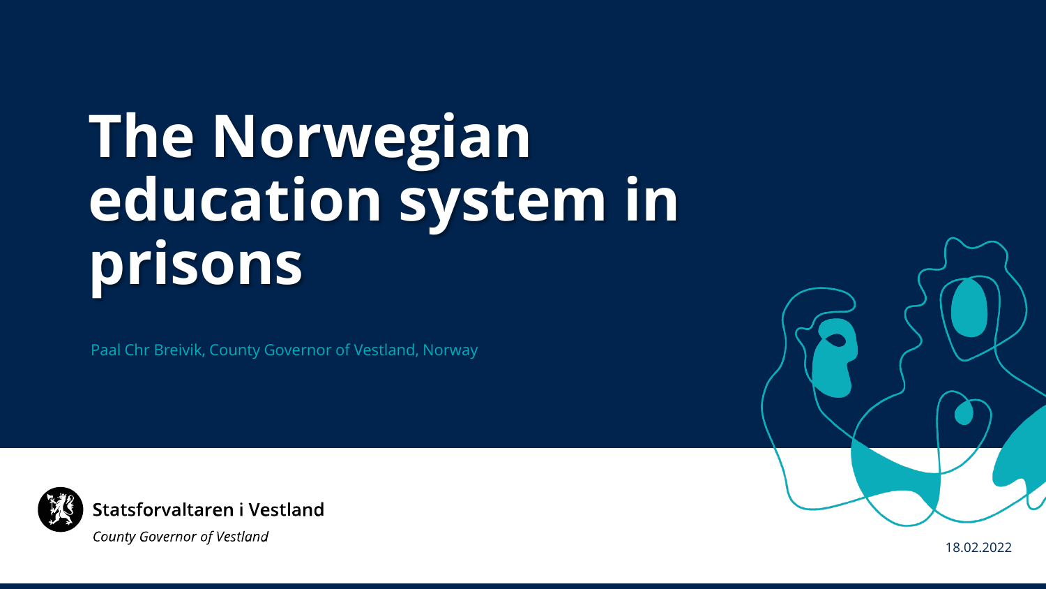# The Norwegian education system in prisons

Paal Chr Breivik, County Governor of Vestland, Norway

Statsforvaltaren i Vestland

*County Governor of Vestland*

18.02.2022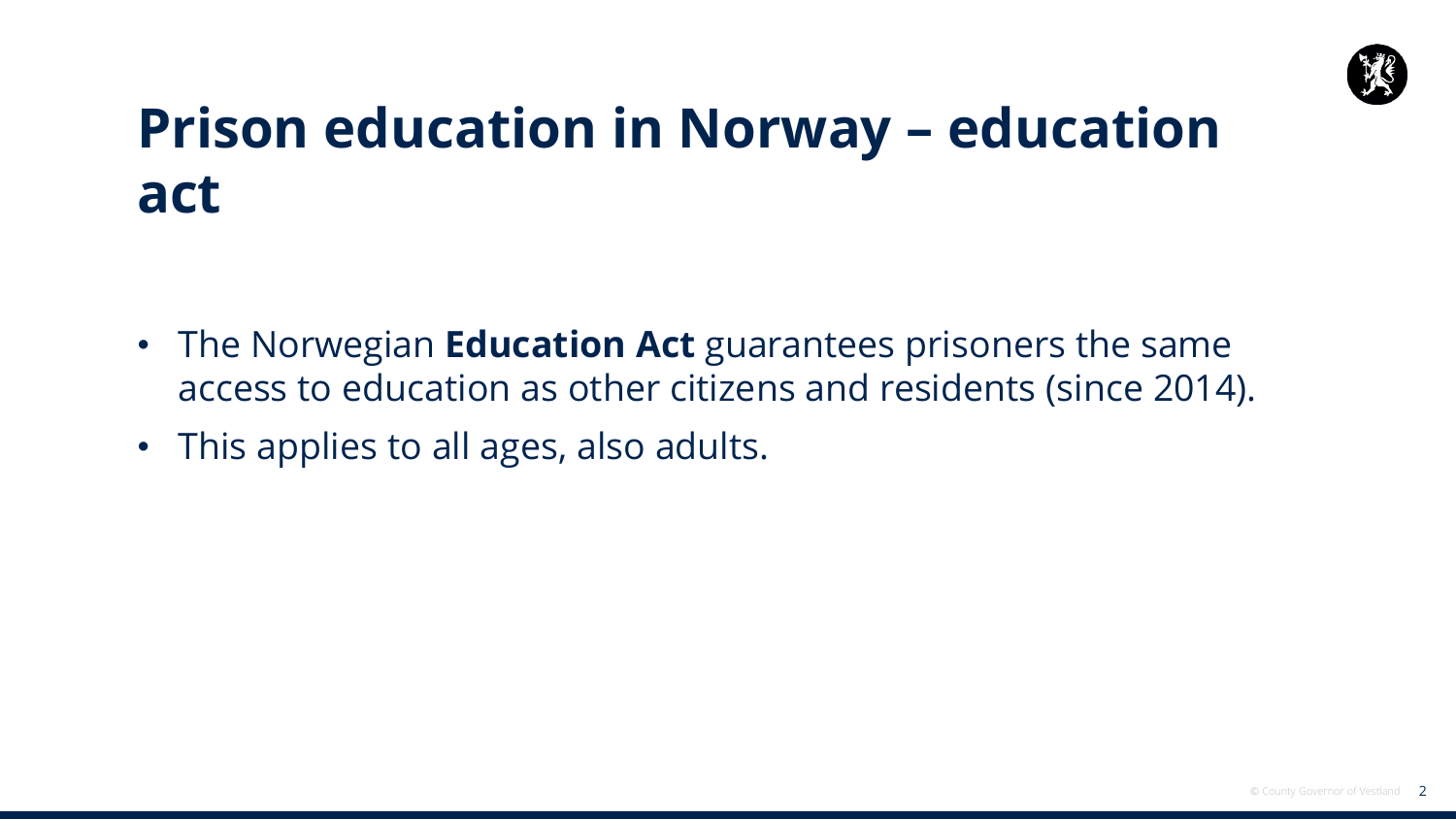# Prison education in Norway – education act

- The Norwegian **Education Act** guarantees prisoners the same access to education as other citizens and residents (since 2014).
- This applies to all ages, also adults.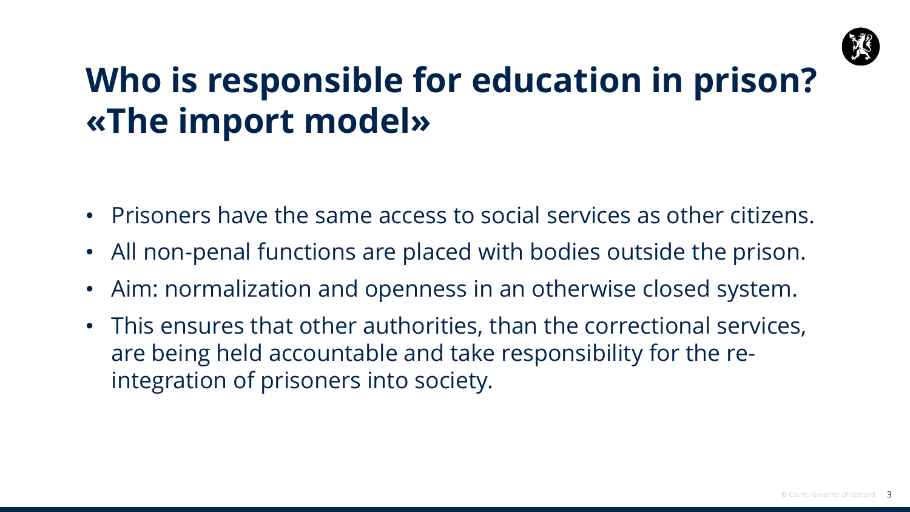# Who is responsible for education in prison? «The import model»

- Prisoners have the same access to social services as other citizens.
- All non-penal functions are placed with bodies outside the prison.
- Aim: normalization and openness in an otherwise closed system.
- This ensures that other authorities, than the correctional services, are being held accountable and take responsibility for the re-integration of prisoners into society.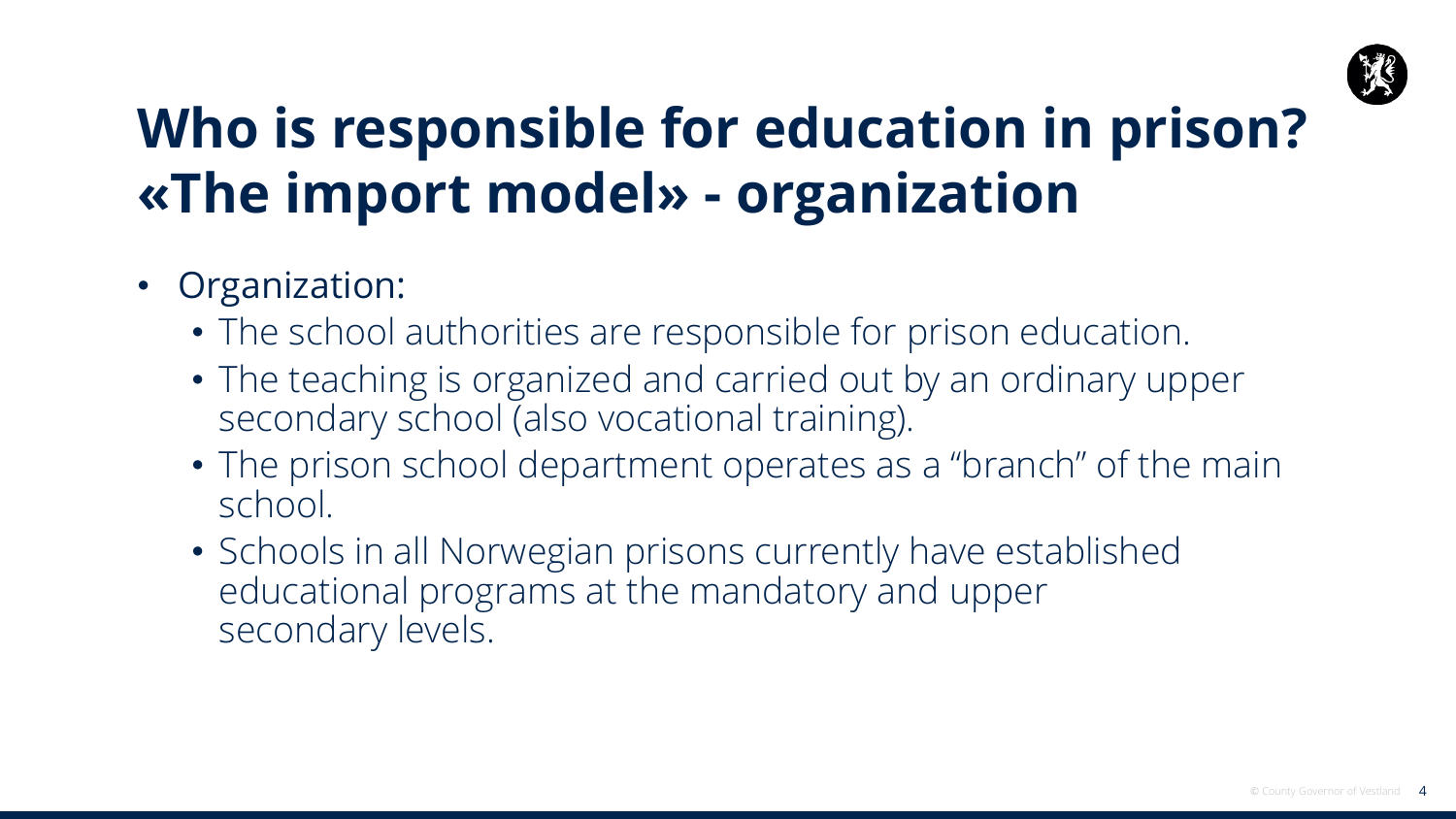# Who is responsible for education in prison? «The import model» - organization

- Organization:
  - The school authorities are responsible for prison education.
  - The teaching is organized and carried out by an ordinary upper secondary school (also vocational training).
  - The prison school department operates as a "branch" of the main school.
  - Schools in all Norwegian prisons currently have established educational programs at the mandatory and upper secondary levels.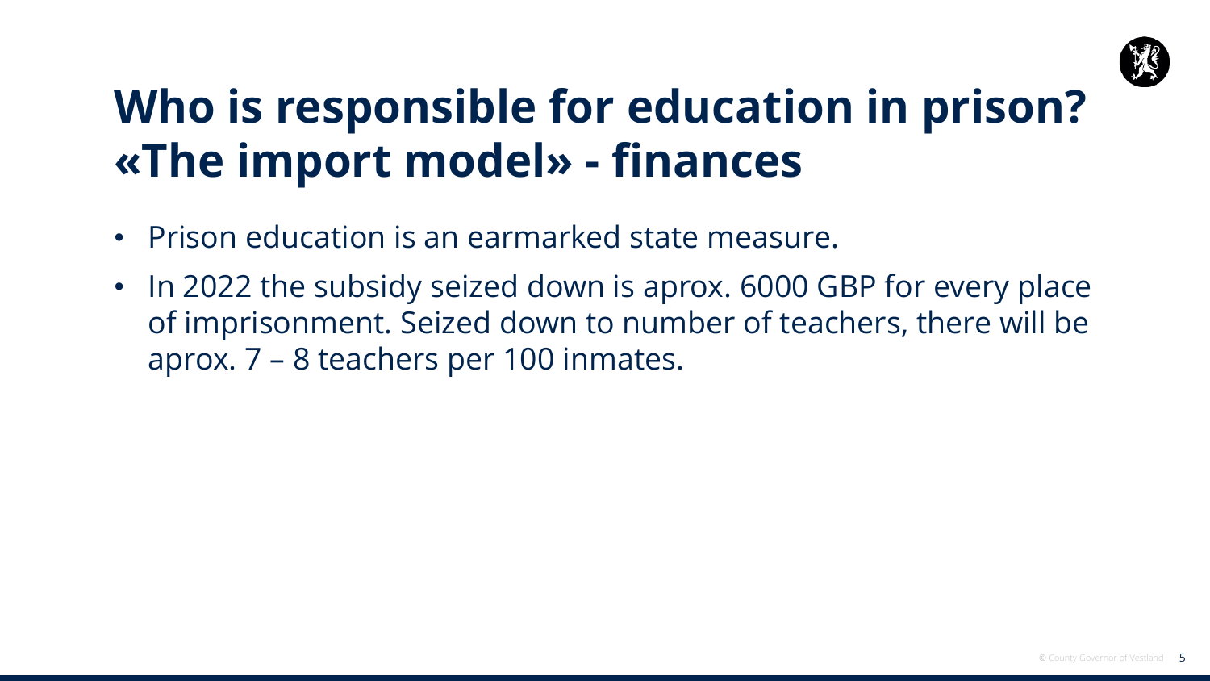# Who is responsible for education in prison? «The import model» - finances

- Prison education is an earmarked state measure.
- In 2022 the subsidy seized down is aprox. 6000 GBP for every place of imprisonment. Seized down to number of teachers, there will be aprox. 7 – 8 teachers per 100 inmates.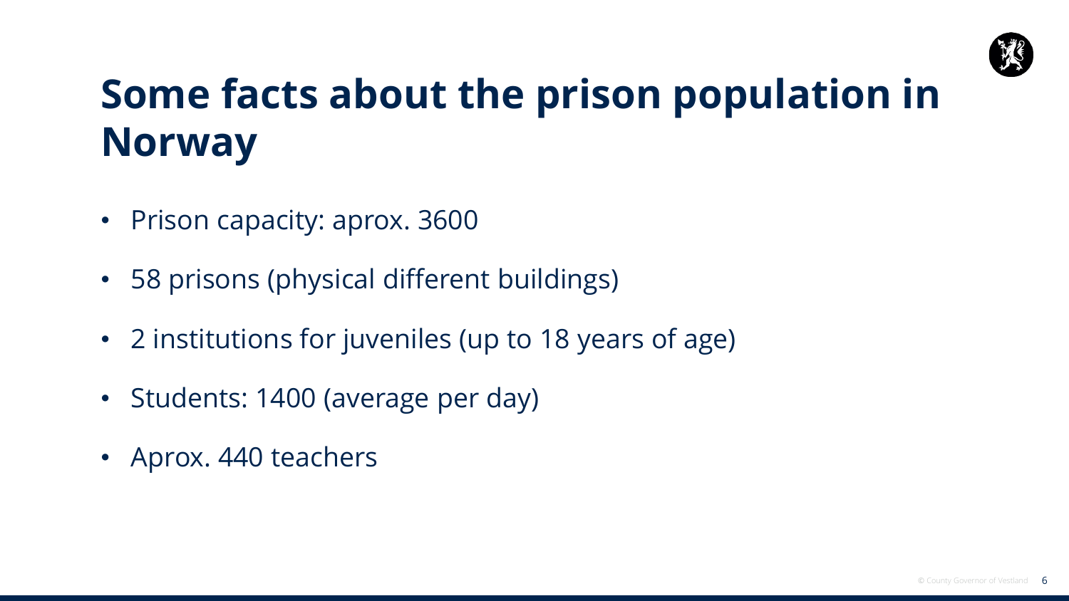# Some facts about the prison population in Norway

- Prison capacity: aprox. 3600
- 58 prisons (physical different buildings)
- 2 institutions for juveniles (up to 18 years of age)
- Students: 1400 (average per day)
- Aprox. 440 teachers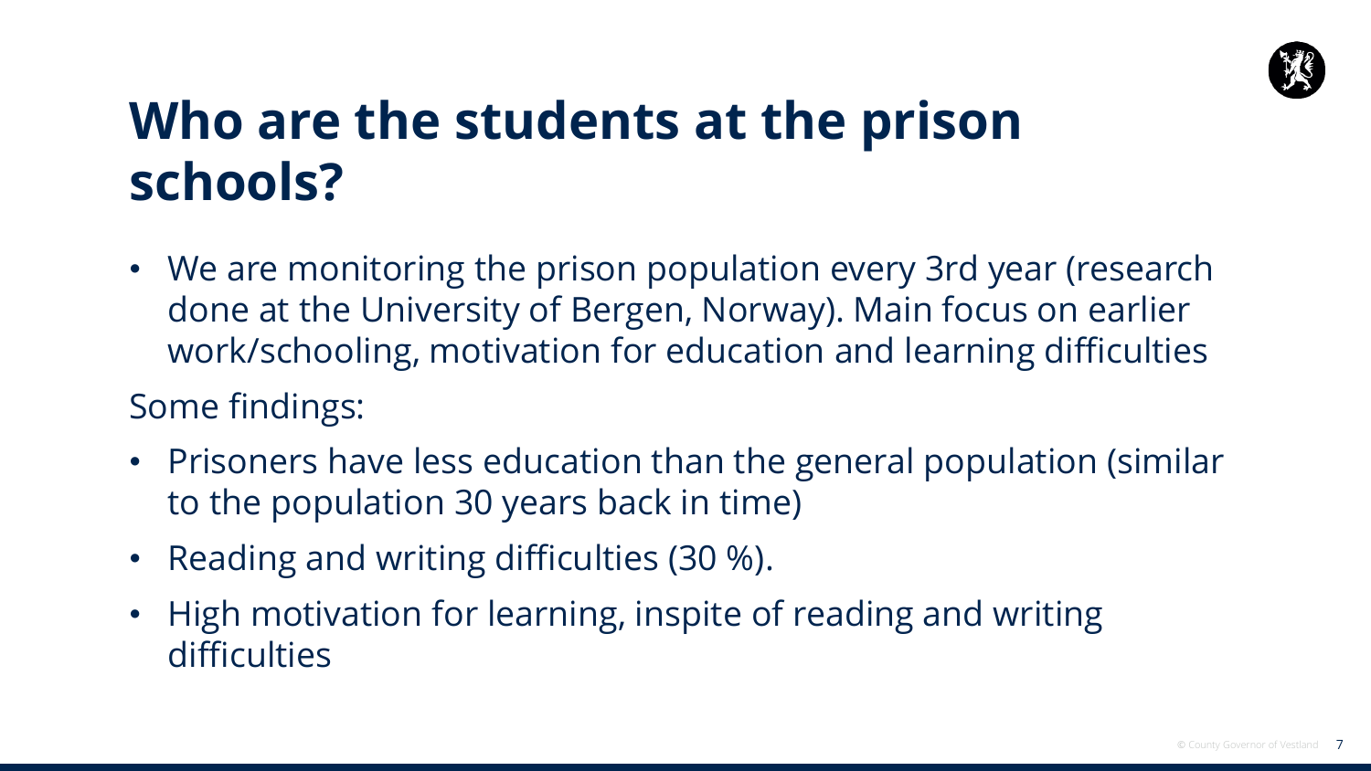# Who are the students at the prison schools?

- We are monitoring the prison population every 3rd year (research done at the University of Bergen, Norway). Main focus on earlier work/schooling, motivation for education and learning difficulties

Some findings:

- Prisoners have less education than the general population (similar to the population 30 years back in time)
- Reading and writing difficulties (30 %).
- High motivation for learning, inspite of reading and writing difficulties